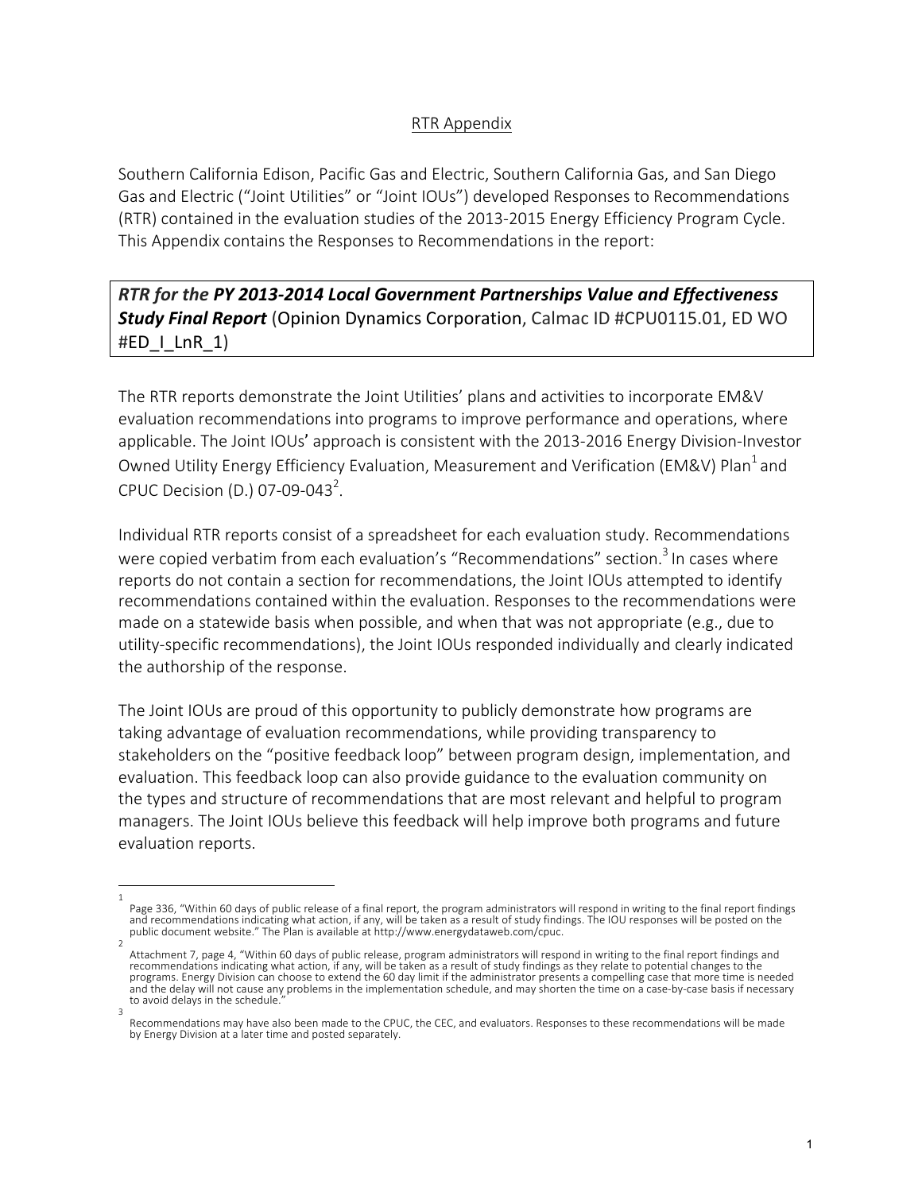## RTR Appendix

Southern California Edison, Pacific Gas and Electric, Southern California Gas, and San Diego Gas and Electric ("Joint Utilities" or "Joint IOUs") developed Responses to Recommendations (RTR) contained in the evaluation studies of the 2013-2015 Energy Efficiency Program Cycle. This Appendix contains the Responses to Recommendations in the report:

***RTR for the* PY 2013-2014 Local Government Partnerships Value and Effectiveness Study Final Report** (Opinion Dynamics Corporation, Calmac ID #CPU0115.01, ED WO #ED_I_LnR_1)

The RTR reports demonstrate the Joint Utilities' plans and activities to incorporate EM&V evaluation recommendations into programs to improve performance and operations, where applicable. The Joint IOUs' approach is consistent with the 2013-2016 Energy Division-Investor Owned Utility Energy Efficiency Evaluation, Measurement and Verification (EM&V) Plan[1] and CPUC Decision (D.) 07-09-043[2].

Individual RTR reports consist of a spreadsheet for each evaluation study. Recommendations were copied verbatim from each evaluation's "Recommendations" section.[3] In cases where reports do not contain a section for recommendations, the Joint IOUs attempted to identify recommendations contained within the evaluation. Responses to the recommendations were made on a statewide basis when possible, and when that was not appropriate (e.g., due to utility-specific recommendations), the Joint IOUs responded individually and clearly indicated the authorship of the response.

The Joint IOUs are proud of this opportunity to publicly demonstrate how programs are taking advantage of evaluation recommendations, while providing transparency to stakeholders on the "positive feedback loop" between program design, implementation, and evaluation. This feedback loop can also provide guidance to the evaluation community on the types and structure of recommendations that are most relevant and helpful to program managers. The Joint IOUs believe this feedback will help improve both programs and future evaluation reports.

---

[1] Page 336, "Within 60 days of public release of a final report, the program administrators will respond in writing to the final report findings and recommendations indicating what action, if any, will be taken as a result of study findings. The IOU responses will be posted on the public document website." The Plan is available at http://www.energydataweb.com/cpuc.

[2] Attachment 7, page 4, "Within 60 days of public release, program administrators will respond in writing to the final report findings and recommendations indicating what action, if any, will be taken as a result of study findings as they relate to potential changes to the programs. Energy Division can choose to extend the 60 day limit if the administrator presents a compelling case that more time is needed and the delay will not cause any problems in the implementation schedule, and may shorten the time on a case-by-case basis if necessary to avoid delays in the schedule."

[3] Recommendations may have also been made to the CPUC, the CEC, and evaluators. Responses to these recommendations will be made by Energy Division at a later time and posted separately.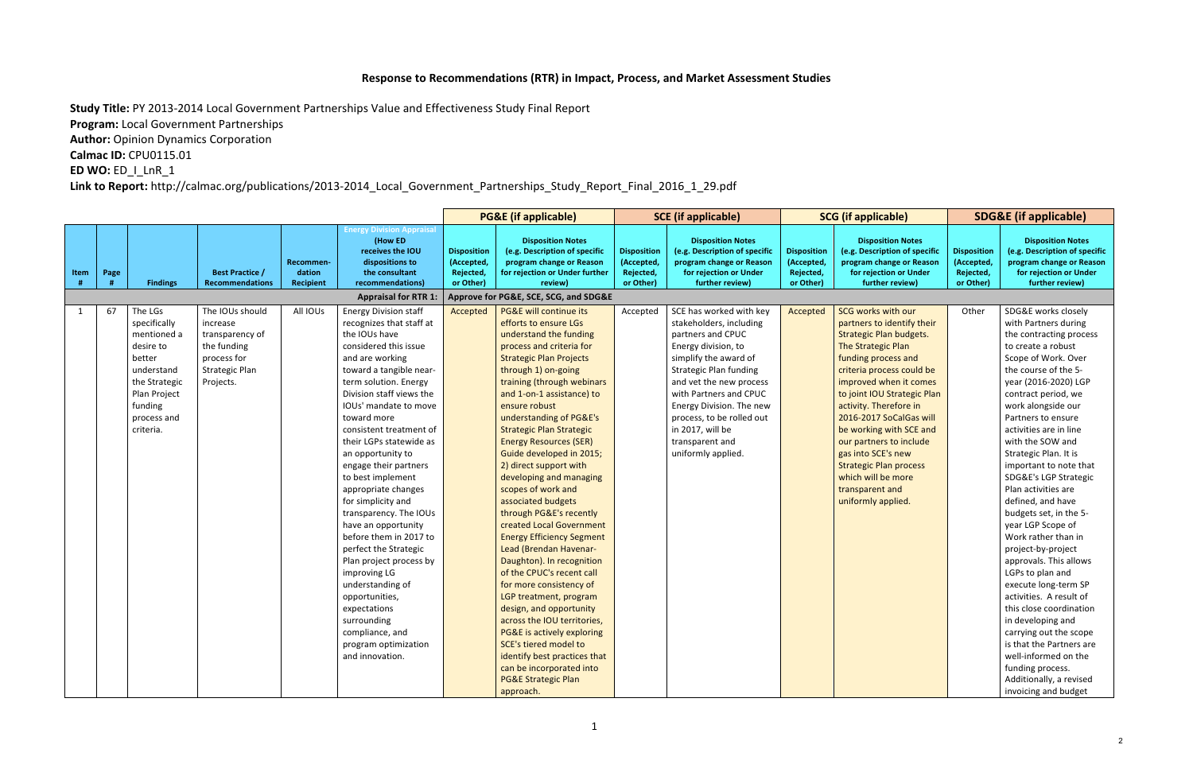## Response to Recommendations (RTR) in Impact, Process, and Market Assessment Studies

**Study Title:** PY 2013-2014 Local Government Partnerships Value and Effectiveness Study Final Report

**Program:** Local Government Partnerships

**Author:** Opinion Dynamics Corporation

**Calmac ID:** CPU0115.01

**ED WO:** ED_I_LnR_1

**Link to Report:** http://calmac.org/publications/2013-2014_Local_Government_Partnerships_Study_Report_Final_2016_1_29.pdf

| | | | | | | PG&E (if applicable) | | SCE (if applicable) | | SCG (if applicable) | | SDG&E (if applicable) | |
|---|---|---|---|---|---|---|---|---|---|---|---|---|---|
| Item # | Page # | Findings | Best Practice / Recommendations | Recommendation Recipient | Energy Division Appraisal (How ED receives the IOU dispositions to the consultant recommendations) | Disposition (Accepted, Rejected, or Other) | Disposition Notes (e.g. Description of specific program change or Reason for rejection or Under further review) | Disposition (Accepted, Rejected, or Other) | Disposition Notes (e.g. Description of specific program change or Reason for rejection or Under further review) | Disposition (Accepted, Rejected, or Other) | Disposition Notes (e.g. Description of specific program change or Reason for rejection or Under further review) | Disposition (Accepted, Rejected, or Other) | Disposition Notes (e.g. Description of specific program change or Reason for rejection or Under further review) |
| | | | | | Appraisal for RTR 1: | Approve for PG&E, SCE, SCG, and SDG&E | | | | | | | |
| 1 | 67 | The LGs specifically mentioned a desire to better understand the Strategic Plan Project funding process and criteria. | The IOUs should increase transparency of the funding process for Strategic Plan Projects. | All IOUs | Energy Division staff recognizes that staff at the IOUs have considered this issue and are working toward a tangible near-term solution. Energy Division staff views the IOUs' mandate to move toward more consistent treatment of their LGPs statewide as an opportunity to engage their partners to best implement appropriate changes for simplicity and transparency. The IOUs have an opportunity before them in 2017 to perfect the Strategic Plan project process by improving LG understanding of opportunities, expectations surrounding compliance, and program optimization and innovation. | Accepted | PG&E will continue its efforts to ensure LGs understand the funding process and criteria for Strategic Plan Projects through 1) on-going training (through webinars and 1-on-1 assistance) to ensure robust understanding of PG&E's Strategic Plan Strategic Energy Resources (SER) Guide developed in 2015; 2) direct support with developing and managing scopes of work and associated budgets through PG&E's recently created Local Government Energy Efficiency Segment Lead (Brendan Havenar-Daughton). In recognition of the CPUC's recent call for more consistency of LGP treatment, program design, and opportunity across the IOU territories, PG&E is actively exploring SCE's tiered model to identify best practices that can be incorporated into PG&E Strategic Plan approach. | Accepted | SCE has worked with key stakeholders, including partners and CPUC Energy division, to simplify the award of Strategic Plan funding and vet the new process with Partners and CPUC Energy Division. The new process, to be rolled out in 2017, will be transparent and uniformly applied. | Accepted | SCG works with our partners to identify their Strategic Plan budgets. The Strategic Plan funding process and criteria process could be improved when it comes to joint IOU Strategic Plan activity. Therefore in 2016-2017 SoCalGas will be working with SCE and our partners to include gas into SCE's new Strategic Plan process which will be more transparent and uniformly applied. | Other | SDG&E works closely with Partners during the contracting process to create a robust Scope of Work. Over the course of the 5-year (2016-2020) LGP contract period, we work alongside our Partners to ensure activities are in line with the SOW and Strategic Plan. It is important to note that SDG&E's LGP Strategic Plan activities are defined, and have budgets set, in the 5-year LGP Scope of Work rather than in project-by-project approvals. This allows LGPs to plan and execute long-term SP activities. A result of this close coordination in developing and carrying out the scope is that the Partners are well-informed on the funding process. Additionally, a revised invoicing and budget |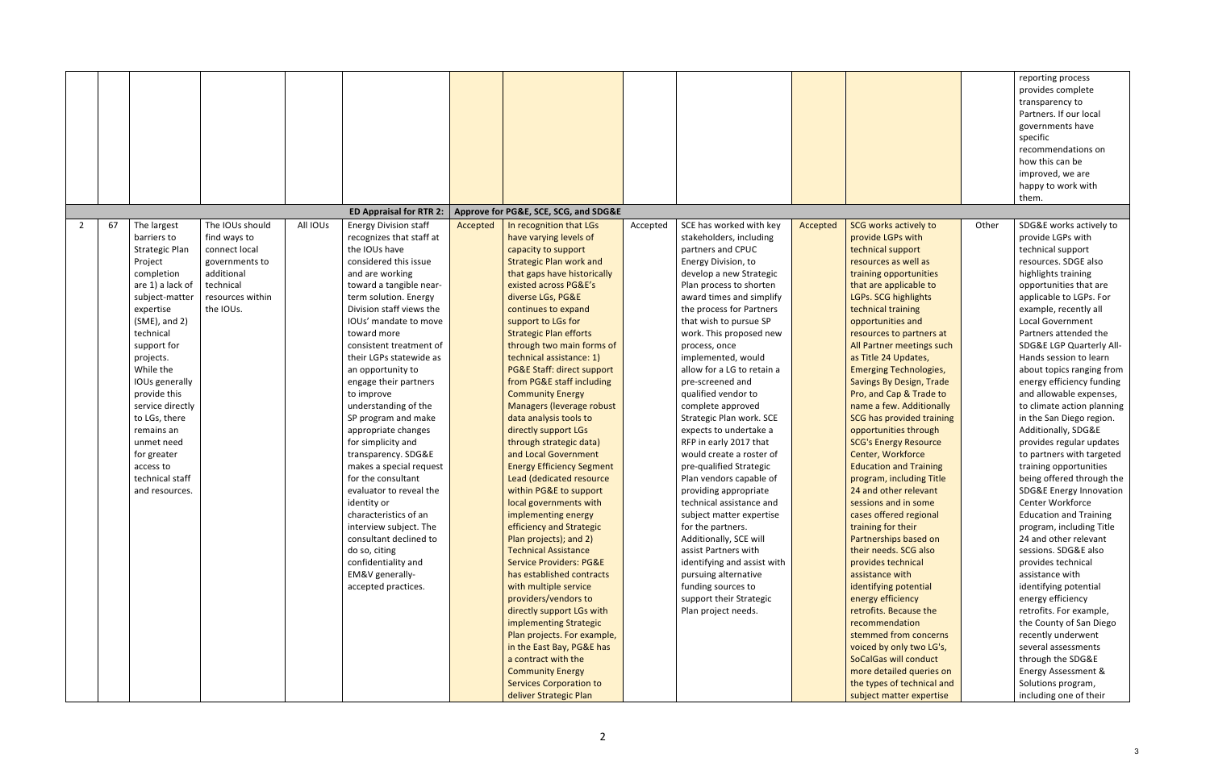| | | | | | | | | | | | | | |
|---|---|---|---|---|---|---|---|---|---|---|---|---|---|
| | | | | | | | | | | | | | reporting process provides complete transparency to Partners. If our local governments have specific recommendations on how this can be improved, we are happy to work with them. |
| | | | | | **ED Appraisal for RTR 2:** | **Approve for PG&E, SCE, SCG, and SDG&E** | | | | | | | |
| 2 | 67 | The largest barriers to Strategic Plan Project completion are 1) a lack of subject-matter expertise (SME), and 2) technical support for projects. While the IOUs generally provide this service directly to LGs, there remains an unmet need for greater access to technical staff and resources. | The IOUs should find ways to connect local governments to additional technical resources within the IOUs. | All IOUs | Energy Division staff recognizes that staff at the IOUs have considered this issue and are working toward a tangible near-term solution. Energy Division staff views the IOUs' mandate to move toward more consistent treatment of their LGPs statewide as an opportunity to engage their partners to improve understanding of the SP program and make appropriate changes for simplicity and transparency. SDG&E makes a special request for the consultant evaluator to reveal the identity or characteristics of an interview subject. The consultant declined to do so, citing confidentiality and EM&V generally-accepted practices. | Accepted | In recognition that LGs have varying levels of capacity to support Strategic Plan work and that gaps have historically existed across PG&E's diverse LGs, PG&E continues to expand support to LGs for Strategic Plan efforts through two main forms of technical assistance: 1) PG&E Staff: direct support from PG&E staff including Community Energy Managers (leverage robust data analysis tools to directly support LGs through strategic data) and Local Government Energy Efficiency Segment Lead (dedicated resource within PG&E to support local governments with implementing energy efficiency and Strategic Plan projects); and 2) Technical Assistance Service Providers: PG&E has established contracts with multiple service providers/vendors to directly support LGs with implementing Strategic Plan projects. For example, in the East Bay, PG&E has a contract with the Community Energy Services Corporation to deliver Strategic Plan | Accepted | SCE has worked with key stakeholders, including partners and CPUC Energy Division, to develop a new Strategic Plan process to shorten award times and simplify the process for Partners that wish to pursue SP work. This proposed new process, once implemented, would allow for a LG to retain a pre-screened and qualified vendor to complete approved Strategic Plan work. SCE expects to undertake a RFP in early 2017 that would create a roster of pre-qualified Strategic Plan vendors capable of providing appropriate technical assistance and subject matter expertise for the partners. Additionally, SCE will assist Partners with identifying and assist with pursuing alternative funding sources to support their Strategic Plan project needs. | Accepted | SCG works actively to provide LGPs with technical support resources as well as training opportunities that are applicable to LGPs. SCG highlights technical training opportunities and resources to partners at All Partner meetings such as Title 24 Updates, Emerging Technologies, Savings By Design, Trade Pro, and Cap & Trade to name a few. Additionally SCG has provided training opportunities through SCG's Energy Resource Center, Workforce Education and Training program, including Title 24 and other relevant sessions and in some cases offered regional training for their Partnerships based on their needs. SCG also provides technical assistance with identifying potential energy efficiency retrofits. Because the recommendation stemmed from concerns voiced by only two LG's, SoCalGas will conduct more detailed queries on the types of technical and subject matter expertise | Other | SDG&E works actively to provide LGPs with technical support resources. SDGE also highlights training opportunities that are applicable to LGPs. For example, recently all Local Government Partners attended the SDG&E LGP Quarterly All-Hands session to learn about topics ranging from energy efficiency funding and allowable expenses, to climate action planning in the San Diego region. Additionally, SDG&E provides regular updates to partners with targeted training opportunities being offered through the SDG&E Energy Innovation Center Workforce Education and Training program, including Title 24 and other relevant sessions. SDG&E also provides technical assistance with identifying potential energy efficiency retrofits. For example, the County of San Diego recently underwent several assessments through the SDG&E Energy Assessment & Solutions program, including one of their |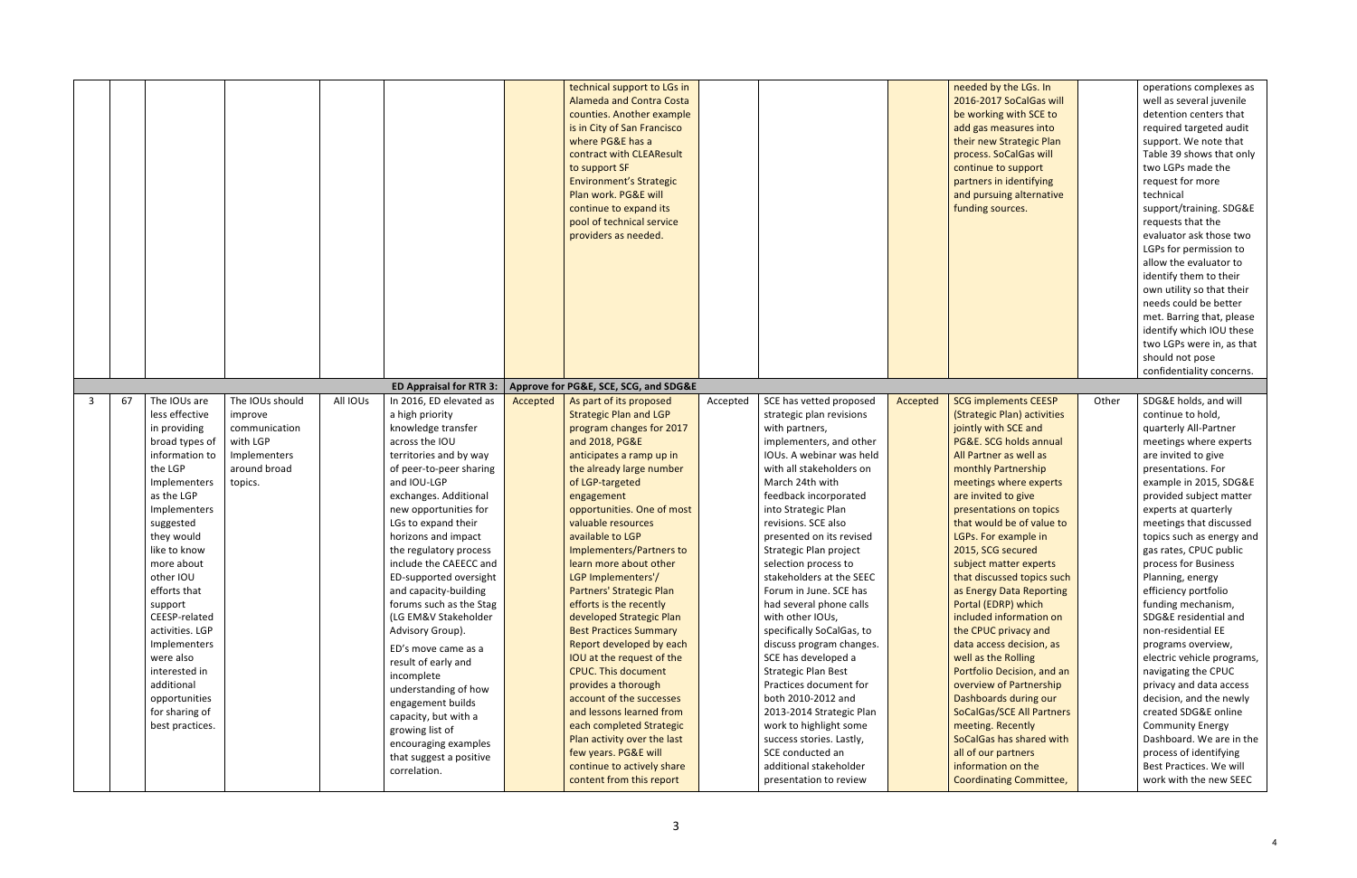| | | | | | | | | | | | | | |
|---|---|---|---|---|---|---|---|---|---|---|---|---|---|
| | | | | | | technical support to LGs in Alameda and Contra Costa counties. Another example is in City of San Francisco where PG&E has a contract with CLEAResult to support SF Environment's Strategic Plan work. PG&E will continue to expand its pool of technical service providers as needed. | | | | needed by the LGs. In 2016-2017 SoCalGas will be working with SCE to add gas measures into their new Strategic Plan process. SoCalGas will continue to support partners in identifying and pursuing alternative funding sources. | | operations complexes as well as several juvenile detention centers that required targeted audit support. We note that Table 39 shows that only two LGPs made the request for more technical support/training. SDG&E requests that the evaluator ask those two LGPs for permission to allow the evaluator to identify them to their own utility so that their needs could be better met. Barring that, please identify which IOU these two LGPs were in, as that should not pose confidentiality concerns. |
| | | | | | **ED Appraisal for RTR 3:** | **Approve for PG&E, SCE, SCG, and SDG&E** | | | | | | | |
| 3 | 67 | The IOUs are less effective in providing broad types of information to the LGP Implementers as the LGP Implementers suggested they would like to know more about other IOU efforts that support CEESP-related activities. LGP Implementers were also interested in additional opportunities for sharing of best practices. | The IOUs should improve communication with LGP Implementers around broad topics. | All IOUs | In 2016, ED elevated as a high priority knowledge transfer across the IOU territories and by way of peer-to-peer sharing and IOU-LGP exchanges. Additional new opportunities for LGs to expand their horizons and impact the regulatory process include the CAEECC and ED-supported oversight and capacity-building forums such as the Stag (LG EM&V Stakeholder Advisory Group).<br><br>ED's move came as a result of early and incomplete understanding of how engagement builds capacity, but with a growing list of encouraging examples that suggest a positive correlation. | Accepted | As part of its proposed Strategic Plan and LGP program changes for 2017 and 2018, PG&E anticipates a ramp up in the already large number of LGP-targeted engagement opportunities. One of most valuable resources available to LGP Implementers/Partners to learn more about other LGP Implementers'/ Partners' Strategic Plan efforts is the recently developed Strategic Plan Best Practices Summary Report developed by each IOU at the request of the CPUC. This document provides a thorough account of the successes and lessons learned from each completed Strategic Plan activity over the last few years. PG&E will continue to actively share content from this report | Accepted | SCE has vetted proposed strategic plan revisions with partners, implementers, and other IOUs. A webinar was held with all stakeholders on March 24th with feedback incorporated into Strategic Plan revisions. SCE also presented on its revised Strategic Plan project selection process to stakeholders at the SEEC Forum in June. SCE has had several phone calls with other IOUs, specifically SoCalGas, to discuss program changes. SCE has developed a Strategic Plan Best Practices document for both 2010-2012 and 2013-2014 Strategic Plan work to highlight some success stories. Lastly, SCE conducted an additional stakeholder presentation to review | Accepted | SCG implements CEESP (Strategic Plan) activities jointly with SCE and PG&E. SCG holds annual All Partner as well as monthly Partnership meetings where experts are invited to give presentations on topics that would be of value to LGPs. For example in 2015, SCG secured subject matter experts that discussed topics such as Energy Data Reporting Portal (EDRP) which included information on the CPUC privacy and data access decision, as well as the Rolling Portfolio Decision, and an overview of Partnership Dashboards during our SoCalGas/SCE All Partners meeting. Recently SoCalGas has shared with all of our partners information on the Coordinating Committee, | Other | SDG&E holds, and will continue to hold, quarterly All-Partner meetings where experts are invited to give presentations. For example in 2015, SDG&E provided subject matter experts at quarterly meetings that discussed topics such as energy and gas rates, CPUC public process for Business Planning, energy efficiency portfolio funding mechanism, SDG&E residential and non-residential EE programs overview, electric vehicle programs, navigating the CPUC privacy and data access decision, and the newly created SDG&E online Community Energy Dashboard. We are in the process of identifying Best Practices. We will work with the new SEEC |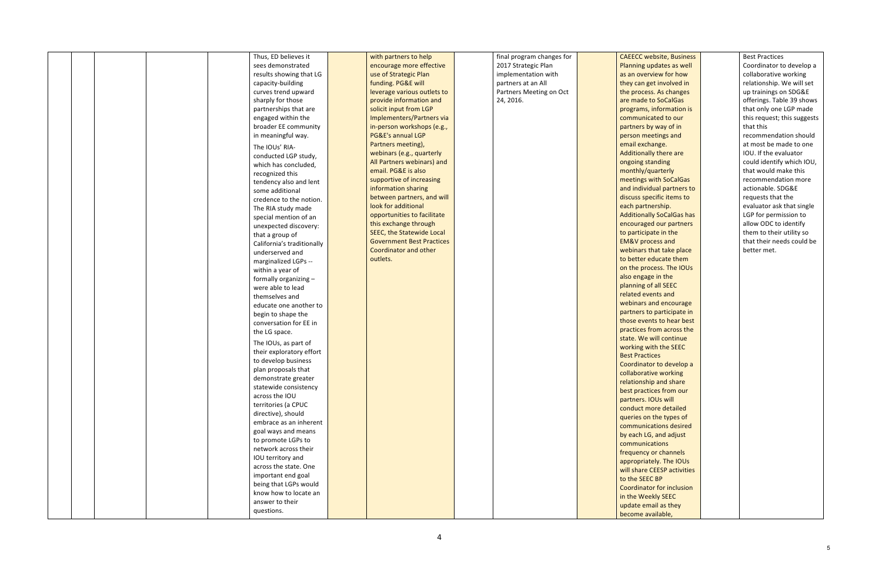| | | | | | | | | | | | | | |
|---|---|---|---|---|---|---|---|---|---|---|---|---|---|
| | | | | | Thus, ED believes it sees demonstrated results showing that LG capacity-building curves trend upward sharply for those partnerships that are engaged within the broader EE community in meaningful way.<br><br>The IOUs' RIA-conducted LGP study, which has concluded, recognized this tendency also and lent some additional credence to the notion. The RIA study made special mention of an unexpected discovery: that a group of California's traditionally underserved and marginalized LGPs -- within a year of formally organizing – were able to lead themselves and educate one another to begin to shape the conversation for EE in the LG space.<br><br>The IOUs, as part of their exploratory effort to develop business plan proposals that demonstrate greater statewide consistency across the IOU territories (a CPUC directive), should embrace as an inherent goal ways and means to promote LGPs to network across their IOU territory and across the state. One important end goal being that LGPs would know how to locate an answer to their questions. | | with partners to help encourage more effective use of Strategic Plan funding. PG&E will leverage various outlets to provide information and solicit input from LGP Implementers/Partners via in-person workshops (e.g., PG&E's annual LGP Partners meeting), webinars (e.g., quarterly All Partners webinars) and email. PG&E is also supportive of increasing information sharing between partners, and will look for additional opportunities to facilitate this exchange through SEEC, the Statewide Local Government Best Practices Coordinator and other outlets. | | final program changes for 2017 Strategic Plan implementation with partners at an All Partners Meeting on Oct 24, 2016. | | CAEECC website, Business Planning updates as well as an overview for how they can get involved in the process. As changes are made to SoCalGas programs, information is communicated to our partners by way of in person meetings and email exchange. Additionally there are ongoing standing monthly/quarterly meetings with SoCalGas and individual partners to discuss specific items to each partnership. Additionally SoCalGas has encouraged our partners to participate in the EM&V process and webinars that take place to better educate them on the process. The IOUs also engage in the planning of all SEEC related events and webinars and encourage partners to participate in those events to hear best practices from across the state. We will continue working with the SEEC Best Practices Coordinator to develop a collaborative working relationship and share best practices from our partners. IOUs will conduct more detailed queries on the types of communications desired by each LG, and adjust communications frequency or channels appropriately. The IOUs will share CEESP activities to the SEEC BP Coordinator for inclusion in the Weekly SEEC update email as they become available, | | Best Practices Coordinator to develop a collaborative working relationship. We will set up trainings on SDG&E offerings. Table 39 shows that only one LGP made this request; this suggests that this recommendation should at most be made to one IOU. If the evaluator could identify which IOU, that would make this recommendation more actionable. SDG&E requests that the evaluator ask that single LGP for permission to allow ODC to identify them to their utility so that their needs could be better met. |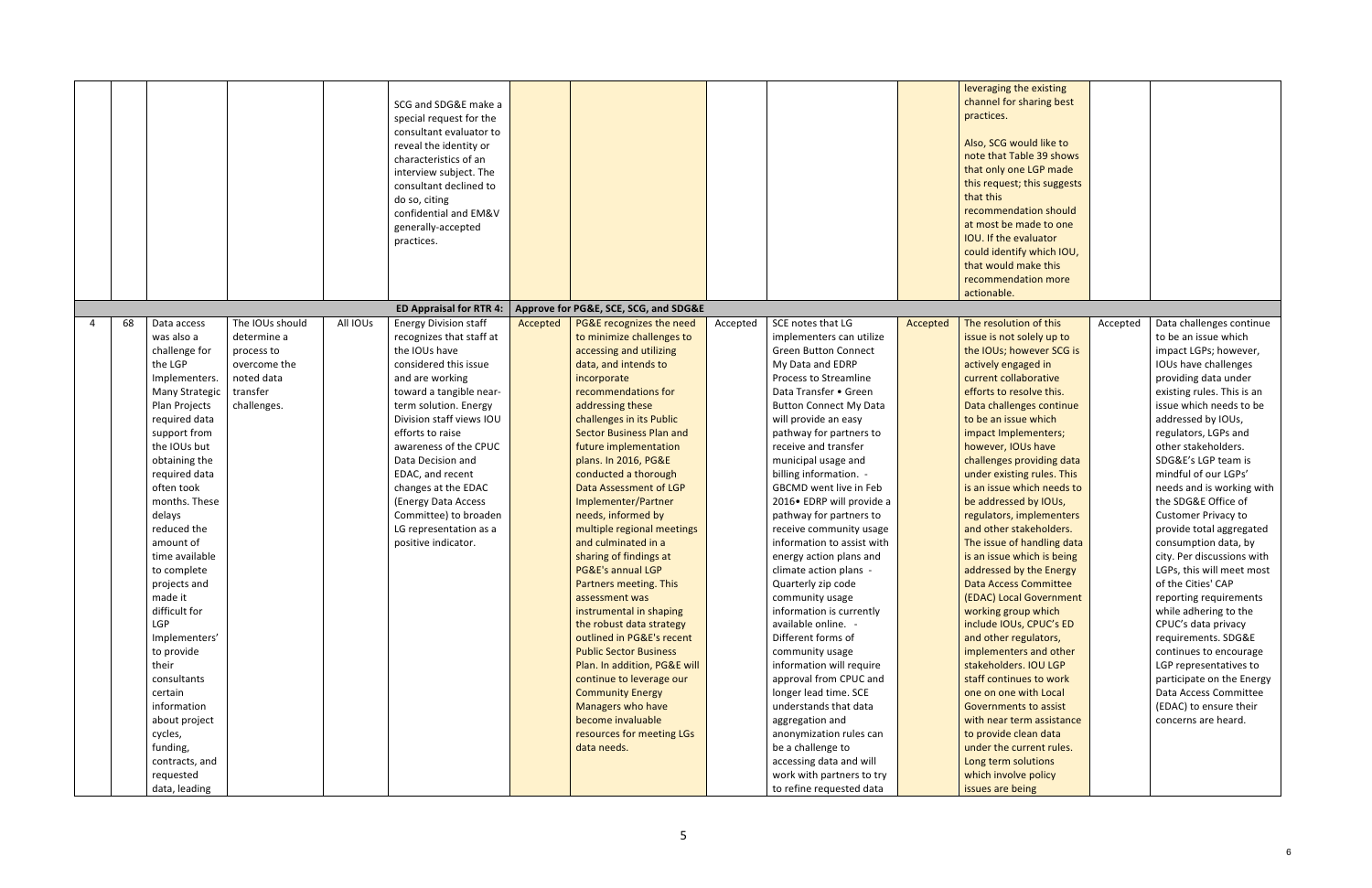| | | | | | | | | | | | | | |
|---|---|---|---|---|---|---|---|---|---|---|---|---|---|
| | | | | SCG and SDG&E make a special request for the consultant evaluator to reveal the identity or characteristics of an interview subject. The consultant declined to do so, citing confidential and EM&V generally-accepted practices. | | | | | | leveraging the existing channel for sharing best practices.<br><br>Also, SCG would like to note that Table 39 shows that only one LGP made this request; this suggests that this recommendation should at most be made to one IOU. If the evaluator could identify which IOU, that would make this recommendation more actionable. | | |
| | | | | **ED Appraisal for RTR 4:** | **Approve for PG&E, SCE, SCG, and SDG&E** | | | | | | | |
| 4 | 68 | Data access was also a challenge for the LGP Implementers. Many Strategic Plan Projects required data support from the IOUs but obtaining the required data often took months. These delays reduced the amount of time available to complete projects and made it difficult for LGP Implementers' to provide their consultants certain information about project cycles, funding, contracts, and requested data, leading | The IOUs should determine a process to overcome the noted data transfer challenges. | All IOUs | Energy Division staff recognizes that staff at the IOUs have considered this issue and are working toward a tangible near-term solution. Energy Division staff views IOU efforts to raise awareness of the CPUC Data Decision and EDAC, and recent changes at the EDAC (Energy Data Access Committee) to broaden LG representation as a positive indicator. | Accepted | PG&E recognizes the need to minimize challenges to accessing and utilizing data, and intends to incorporate recommendations for addressing these challenges in its Public Sector Business Plan and future implementation plans. In 2016, PG&E conducted a thorough Data Assessment of LGP Implementer/Partner needs, informed by multiple regional meetings and culminated in a sharing of findings at PG&E's annual LGP Partners meeting. This assessment was instrumental in shaping the robust data strategy outlined in PG&E's recent Public Sector Business Plan. In addition, PG&E will continue to leverage our Community Energy Managers who have become invaluable resources for meeting LGs data needs. | Accepted | SCE notes that LG implementers can utilize Green Button Connect My Data and EDRP Process to Streamline Data Transfer • Green Button Connect My Data will provide an easy pathway for partners to receive and transfer municipal usage and billing information. - GBCMD went live in Feb 2016• EDRP will provide a pathway for partners to receive community usage information to assist with energy action plans and climate action plans - Quarterly zip code community usage information is currently available online. - Different forms of community usage information will require approval from CPUC and longer lead time. SCE understands that data aggregation and anonymization rules can be a challenge to accessing data and will work with partners to try to refine requested data | Accepted | The resolution of this issue is not solely up to the IOUs; however SCG is actively engaged in current collaborative efforts to resolve this. Data challenges continue to be an issue which impact Implementers; however, IOUs have challenges providing data under existing rules. This is an issue which needs to be addressed by IOUs, regulators, implementers and other stakeholders. The issue of handling data is an issue which is being addressed by the Energy Data Access Committee (EDAC) Local Government working group which include IOUs, CPUC's ED and other regulators, implementers and other stakeholders. IOU LGP staff continues to work one on one with Local Governments to assist with near term assistance to provide clean data under the current rules. Long term solutions which involve policy issues are being | Accepted | Data challenges continue to be an issue which impact LGPs; however, IOUs have challenges providing data under existing rules. This is an issue which needs to be addressed by IOUs, regulators, LGPs and other stakeholders. SDG&E's LGP team is mindful of our LGPs' needs and is working with the SDG&E Office of Customer Privacy to provide total aggregated consumption data, by city. Per discussions with LGPs, this will meet most of the Cities' CAP reporting requirements while adhering to the CPUC's data privacy requirements. SDG&E continues to encourage LGP representatives to participate on the Energy Data Access Committee (EDAC) to ensure their concerns are heard. |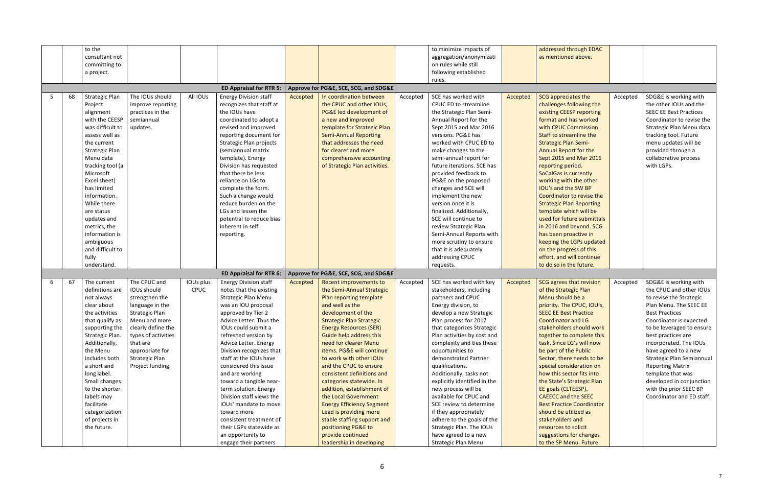| | | | | | | | | | | | | |
|---|---|---|---|---|---|---|---|---|---|---|---|---|
| | | to the consultant not committing to a project. | | | | | | | to minimize impacts of aggregation/anonymization rules while still following established rules. | | addressed through EDAC as mentioned above. | | |
| | | | | | ED Appraisal for RTR 5: | Approve for PG&E, SCE, SCG, and SDG&E | | | | | | | |
| 5 | 68 | Strategic Plan Project alignment with the CEESP was difficult to assess well as the current Strategic Plan Menu data tracking tool (a Microsoft Excel sheet) has limited information. While there are status updates and metrics, the information is ambiguous and difficult to fully understand. | The IOUs should improve reporting practices in the semiannual updates. | All IOUs | Energy Division staff recognizes that staff at the IOUs have coordinated to adopt a revised and improved reporting document for Strategic Plan projects (semiannual matrix template). Energy Division has requested that there be less reliance on LGs to complete the form. Such a change would reduce burden on the LGs and lessen the potential to reduce bias inherent in self reporting. | Accepted | In coordination between the CPUC and other IOUs, PG&E led development of a new and improved template for Strategic Plan Semi-Annual Reporting that addresses the need for clearer and more comprehensive accounting of Strategic Plan activities. | Accepted | SCE has worked with CPUC ED to streamline the Strategic Plan Semi-Annual Report for the Sept 2015 and Mar 2016 versions. PG&E has worked with CPUC ED to make changes to the semi-annual report for future iterations. SCE has provided feedback to PG&E on the proposed changes and SCE will implement the new version once it is finalized. Additionally, SCE will continue to review Strategic Plan Semi-Annual Reports with more scrutiny to ensure that it is adequately addressing CPUC requests. | Accepted | SCG appreciates the challenges following the existing CEESP reporting format and has worked with CPUC Commission Staff to streamline the Strategic Plan Semi-Annual Report for the Sept 2015 and Mar 2016 reporting period. SoCalGas is currently working with the other IOU's and the SW BP Coordinator to revise the Strategic Plan Reporting template which will be used for future submittals in 2016 and beyond. SCG has been proactive in keeping the LGPs updated on the progress of this effort, and will continue to do so in the future. | Accepted | SDG&E is working with the other IOUs and the SEEC EE Best Practices Coordinator to revise the Strategic Plan Menu data tracking tool. Future menu updates will be provided through a collaborative process with LGPs. |
| | | | | | ED Appraisal for RTR 6: | Approve for PG&E, SCE, SCG, and SDG&E | | | | | | | |
| 6 | 67 | The current definitions are not always clear about the activities that qualify as supporting the Strategic Plan. Additionally, the Menu includes both a short and long label. Small changes to the shorter labels may facilitate categorization of projects in the future. | The CPUC and IOUs should strengthen the language in the Strategic Plan Menu and more clearly define the types of activities that are appropriate for Strategic Plan Project funding. | IOUs plus CPUC | Energy Division staff notes that the existing Strategic Plan Menu was an IOU proposal approved by Tier 2 Advice Letter. Thus the IOUs could submit a refreshed version by Advice Letter. Energy Division recognizes that the IOUs have considered this issue and are working toward a tangible near-term solution. Energy Division staff views the IOUs' mandate to move toward more consistent treatment of their LGPs statewide as an opportunity to engage their partners | Accepted | Recent improvements to the Semi-Annual Strategic Plan reporting template and well as the development of the Strategic Plan Strategic Energy Resources (SER) Guide help address this need for clearer Menu items. PG&E will continue to work with other IOUs and the CPUC to ensure consistent definitions and categories statewide. In addition, establishment of the Local Government Energy Efficiency Segment Lead is providing more stable staffing support and positioning PG&E to provide continued leadership in developing | Accepted | SCE has worked with key stakeholders, including partners and CPUC Energy division, to develop a new Strategic Plan process for 2017 that categorizes Strategic Plan activities by cost and complexity and ties these opportunities to demonstrated Partner qualifications. Additionally, tasks not explicitly identified in the new process will be available for CPUC and SCE review to determine if they appropriately adhere to the goals of the Strategic Plan. The IOUs have agreed to a new Strategic Plan Menu | Accepted | SCG agrees that revision of the Strategic Plan Menu should be a priority. The CPUC, IOU's, SEEC EE Best Practice Coordinator and LG stakeholders should work together to complete this task. Since LG's will now be part of the Public Sector, there needs to be special consideration on how this sector fits into the State's Strategic Plan EE goals (CLTEESP). CAEECC and the SEEC Best Practice Coordinator should be utilized as stakeholders and resources to solicit suggestions for changes to the SP Menu. Future | Accepted | SDG&E is working with the CPUC and other IOUs to revise the Strategic Plan Menu. The SEEC EE Best Practices Coordinator is expected to be leveraged to ensure best practices are incorporated. The IOUs have agreed to a new Strategic Plan Semiannual Reporting Matrix template that was developed in conjunction with the prior SEEC BP Coordinator and ED staff. |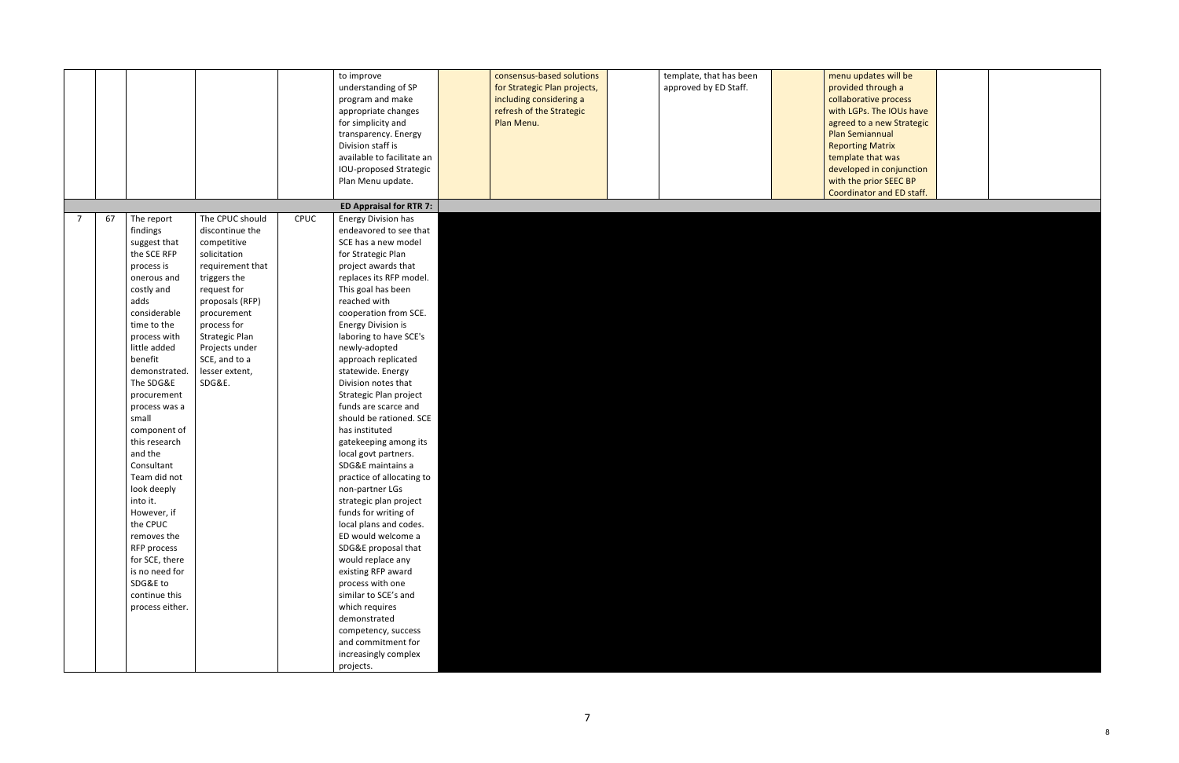| | | | | | | | | | | | | |
|---|---|---|---|---|---|---|---|---|---|---|---|---|
| | | | | | to improve understanding of SP program and make appropriate changes for simplicity and transparency. Energy Division staff is available to facilitate an IOU-proposed Strategic Plan Menu update. | | consensus-based solutions for Strategic Plan projects, including considering a refresh of the Strategic Plan Menu. | | template, that has been approved by ED Staff. | | menu updates will be provided through a collaborative process with LGPs. The IOUs have agreed to a new Strategic Plan Semiannual Reporting Matrix template that was developed in conjunction with the prior SEEC BP Coordinator and ED staff. | |
| | | | | | **ED Appraisal for RTR 7:** | | | | | | | |
| 7 | 67 | The report findings suggest that the SCE RFP process is onerous and costly and adds considerable time to the process with little added benefit demonstrated. The SDG&E procurement process was a small component of this research and the Consultant Team did not look deeply into it. However, if the CPUC removes the RFP process for SCE, there is no need for SDG&E to continue this process either. | The CPUC should discontinue the competitive solicitation requirement that triggers the request for proposals (RFP) procurement process for Strategic Plan Projects under SCE, and to a lesser extent, SDG&E. | CPUC | Energy Division has endeavored to see that SCE has a new model for Strategic Plan project awards that replaces its RFP model. This goal has been reached with cooperation from SCE. Energy Division is laboring to have SCE's newly-adopted approach replicated statewide. Energy Division notes that Strategic Plan project funds are scarce and should be rationed. SCE has instituted gatekeeping among its local govt partners. SDG&E maintains a practice of allocating to non-partner LGs strategic plan project funds for writing of local plans and codes. ED would welcome a SDG&E proposal that would replace any existing RFP award process with one similar to SCE's and which requires demonstrated competency, success and commitment for increasingly complex projects. | | | | | | | |